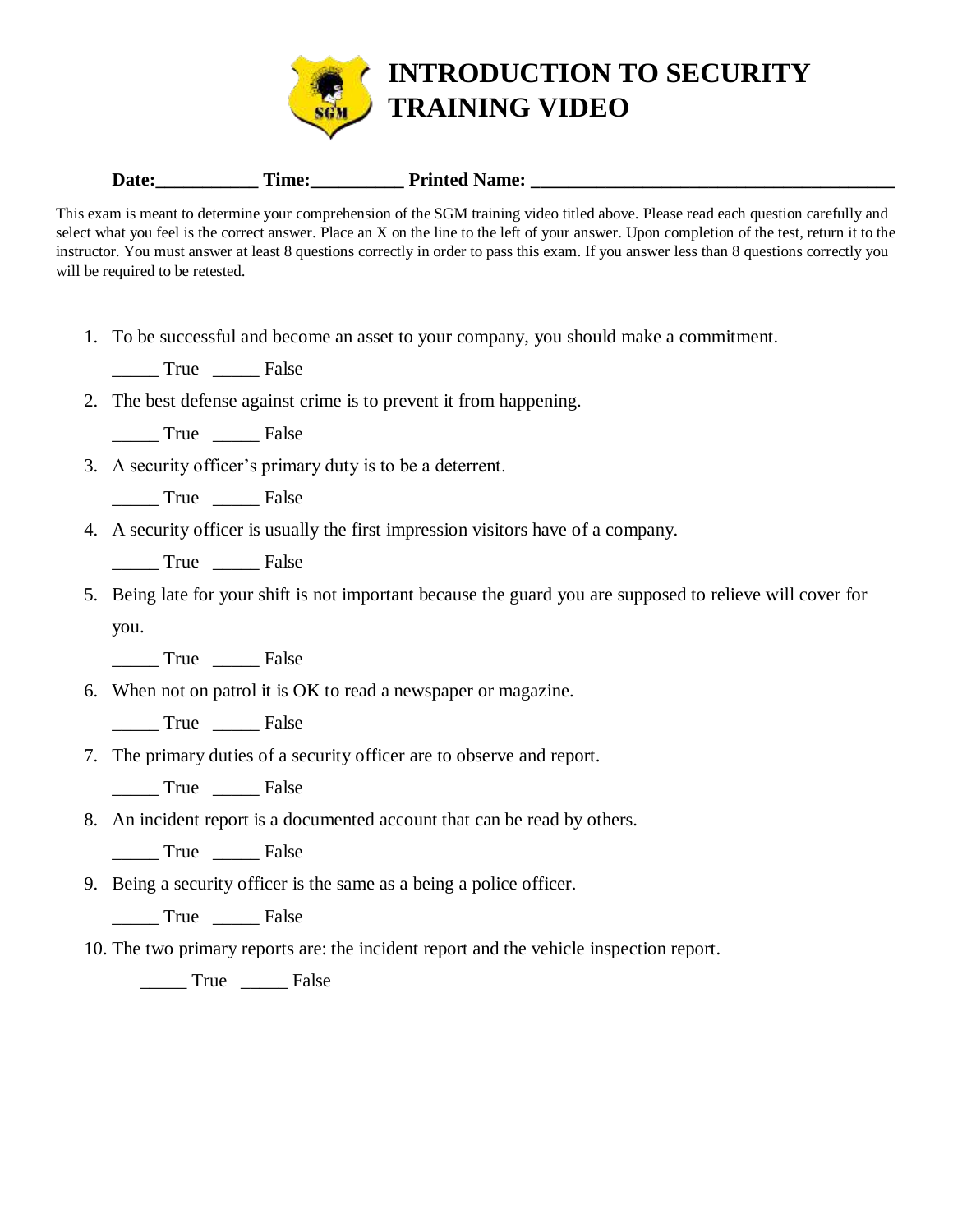# INTRODUCTION TO SECURITY TRAINING VIDEO

**Date:___________ Time:__________ Printed Name: ________________________________________**

This exam is meant to determine your comprehension of the SGM training video titled above. Please read each question carefully and select what you feel is the correct answer. Place an X on the line to the left of your answer. Upon completion of the test, return it to the instructor. You must answer at least 8 questions correctly in order to pass this exam. If you answer less than 8 questions correctly you will be required to be retested.

1. To be successful and become an asset to your company, you should make a commitment.

   _____ True _____ False

2. The best defense against crime is to prevent it from happening.

   _____ True _____ False

3. A security officer's primary duty is to be a deterrent.

   _____ True _____ False

4. A security officer is usually the first impression visitors have of a company.

   _____ True _____ False

5. Being late for your shift is not important because the guard you are supposed to relieve will cover for you.

   _____ True _____ False

6. When not on patrol it is OK to read a newspaper or magazine.

   _____ True _____ False

7. The primary duties of a security officer are to observe and report.

   _____ True _____ False

8. An incident report is a documented account that can be read by others.

   _____ True _____ False

9. Being a security officer is the same as a being a police officer.

   _____ True _____ False

10. The two primary reports are: the incident report and the vehicle inspection report.

    _____ True _____ False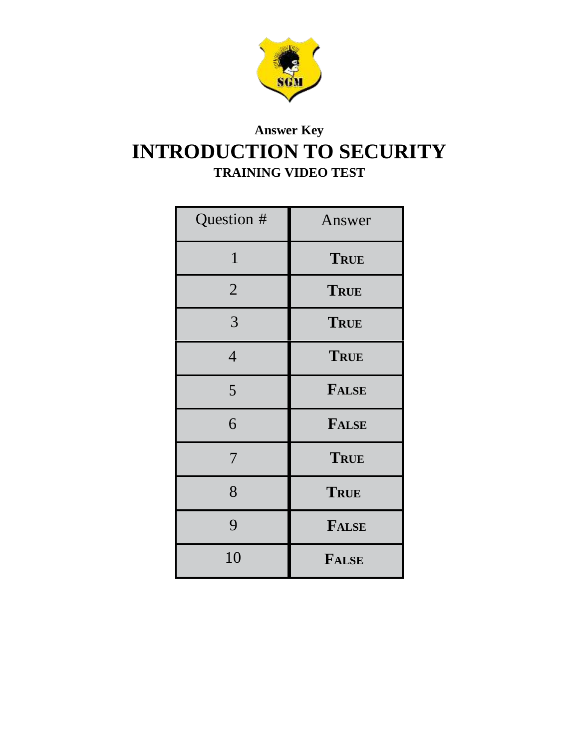**Answer Key**

# INTRODUCTION TO SECURITY

**TRAINING VIDEO TEST**

| Question # | Answer |
|---|---|
| 1 | **TRUE** |
| 2 | **TRUE** |
| 3 | **TRUE** |
| 4 | **TRUE** |
| 5 | **FALSE** |
| 6 | **FALSE** |
| 7 | **TRUE** |
| 8 | **TRUE** |
| 9 | **FALSE** |
| 10 | **FALSE** |